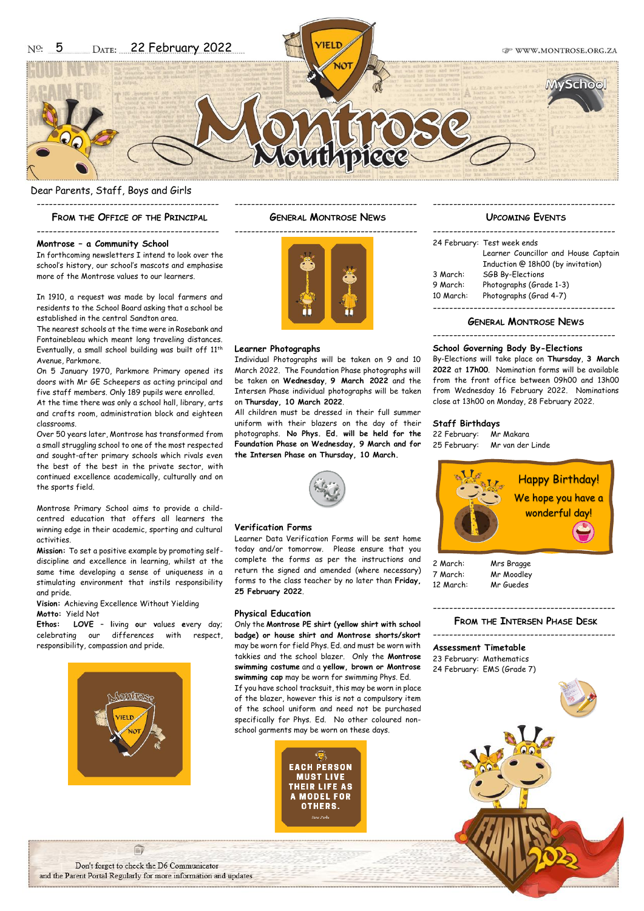# Montrose Mouthpiece

No: 5 Date: 22 February 2022

WWW.MONTROSE.ORG.ZA

Dear Parents, Staff, Boys and Girls

## From the Office of the Principal

**Montrose – a Community School**

In forthcoming newsletters I intend to look over the school's history, our school's mascots and emphasise more of the Montrose values to our learners.

In 1910, a request was made by local farmers and residents to the School Board asking that a school be established in the central Sandton area.

The nearest schools at the time were in Rosebank and Fontainebleau which meant long traveling distances. Eventually, a small school building was built off 11th Avenue, Parkmore.

On 5 January 1970, Parkmore Primary opened its doors with Mr GE Scheepers as acting principal and five staff members. Only 189 pupils were enrolled.

At the time there was only a school hall, library, arts and crafts room, administration block and eighteen classrooms.

Over 50 years later, Montrose has transformed from a small struggling school to one of the most respected and sought-after primary schools which rivals even the best of the best in the private sector, with continued excellence academically, culturally and on the sports field.

Montrose Primary School aims to provide a child-centred education that offers all learners the winning edge in their academic, sporting and cultural activities.

**Mission:** To set a positive example by promoting self-discipline and excellence in learning, whilst at the same time developing a sense of uniqueness in a stimulating environment that instils responsibility and pride.

**Vision:** Achieving Excellence Without Yielding

**Motto:** Yield Not

**Ethos:** **LOVE** – **l**iving **o**ur **v**alues **e**very day; celebrating our differences with respect, responsibility, compassion and pride.

## General Montrose News

**Learner Photographs**

Individual Photographs will be taken on 9 and 10 March 2022. The Foundation Phase photographs will be taken on **Wednesday, 9 March 2022** and the Intersen Phase individual photographs will be taken on **Thursday, 10 March 2022**.

All children must be dressed in their full summer uniform with their blazers on the day of their photographs. **No Phys. Ed. will be held for the Foundation Phase on Wednesday, 9 March and for the Intersen Phase on Thursday, 10 March.**

**Verification Forms**

Learner Data Verification Forms will be sent home today and/or tomorrow. Please ensure that you complete the forms as per the instructions and return the signed and amended (where necessary) forms to the class teacher by no later than **Friday, 25 February 2022**.

**Physical Education**

Only the **Montrose PE shirt (yellow shirt with school badge) or house shirt and Montrose shorts/skort** may be worn for field Phys. Ed. and must be worn with takkies and the school blazer. Only the **Montrose swimming costume** and a **yellow, brown or Montrose swimming cap** may be worn for swimming Phys. Ed.

If you have school tracksuit, this may be worn in place of the blazer, however this is not a compulsory item of the school uniform and need not be purchased specifically for Phys. Ed. No other coloured non-school garments may be worn on these days.

EACH PERSON MUST LIVE THEIR LIFE AS A MODEL FOR OTHERS.

## Upcoming Events

| | |
|---|---|
| 24 February: | Test week ends |
| | Learner Councillor and House Captain Induction @ 18h00 (by invitation) |
| 3 March: | SGB By-Elections |
| 9 March: | Photographs (Grade 1-3) |
| 10 March: | Photographs (Grad 4-7) |

## General Montrose News

**School Governing Body By-Elections**

By-Elections will take place on **Thursday, 3 March 2022** at **17h00**. Nomination forms will be available from the front office between 09h00 and 13h00 from Wednesday 16 February 2022. Nominations close at 13h00 on Monday, 28 February 2022.

**Staff Birthdays**

| | |
|---|---|
| 22 February: | Mr Makara |
| 25 February: | Mr van der Linde |

Happy Birthday! We hope you have a wonderful day!

| | |
|---|---|
| 2 March: | Mrs Bragge |
| 7 March: | Mr Moodley |
| 12 March: | Mr Guedes |

## From the Intersen Phase Desk

**Assessment Timetable**

23 February: Mathematics
24 February: EMS (Grade 7)

Don't forget to check the D6 Communicator and the Parent Portal Regularly for more information and updates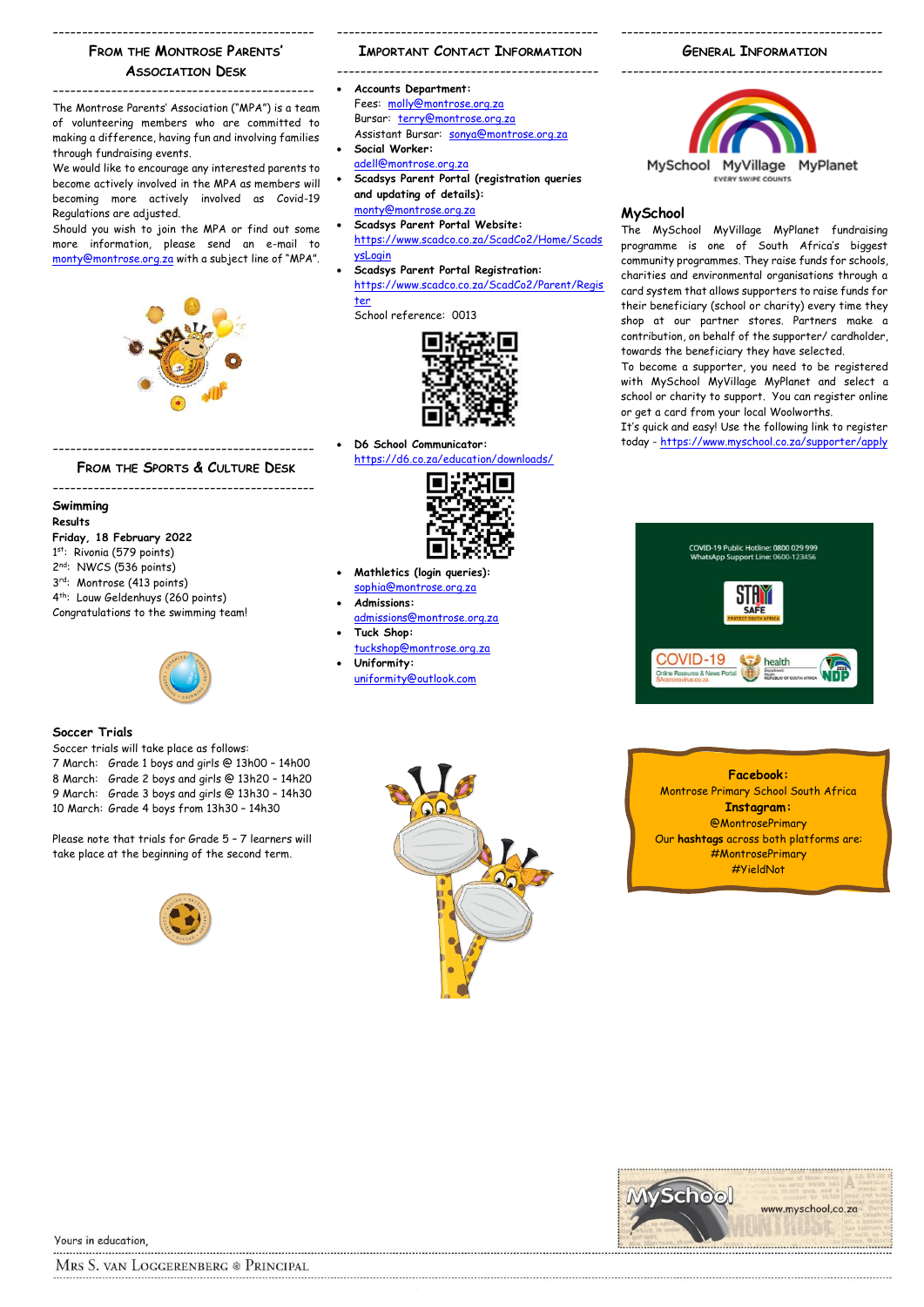## From the Montrose Parents' Association Desk

The Montrose Parents' Association ("MPA") is a team of volunteering members who are committed to making a difference, having fun and involving families through fundraising events.

We would like to encourage any interested parents to become actively involved in the MPA as members will becoming more actively involved as Covid-19 Regulations are adjusted.

Should you wish to join the MPA or find out some more information, please send an e-mail to monty@montrose.org.za with a subject line of "MPA".

## From the Sports & Culture Desk

**Swimming**

**Results**

**Friday, 18 February 2022**

1st: Rivonia (579 points)
2nd: NWCS (536 points)
3rd: Montrose (413 points)
4th: Louw Geldenhuys (260 points)

Congratulations to the swimming team!

**Soccer Trials**

Soccer trials will take place as follows:

7 March: Grade 1 boys and girls @ 13h00 – 14h00
8 March: Grade 2 boys and girls @ 13h20 – 14h20
9 March: Grade 3 boys and girls @ 13h30 – 14h30
10 March: Grade 4 boys from 13h30 – 14h30

Please note that trials for Grade 5 – 7 learners will take place at the beginning of the second term.

## Important Contact Information

- **Accounts Department:**
  Fees: molly@montrose.org.za
  Bursar: terry@montrose.org.za
  Assistant Bursar: sonya@montrose.org.za
- **Social Worker:**
  adell@montrose.org.za
- **Scadsys Parent Portal (registration queries and updating of details):**
  monty@montrose.org.za
- **Scadsys Parent Portal Website:**
  https://www.scadco.co.za/ScadCo2/Home/ScadsysLogin
- **Scadsys Parent Portal Registration:**
  https://www.scadco.co.za/ScadCo2/Parent/Register
  School reference: 0013
- **D6 School Communicator:**
  https://d6.co.za/education/downloads/
- **Mathletics (login queries):**
  sophia@montrose.org.za
- **Admissions:**
  admissions@montrose.org.za
- **Tuck Shop:**
  tuckshop@montrose.org.za
- **Uniformity:**
  uniformity@outlook.com

## General Information

### MySchool

The MySchool MyVillage MyPlanet fundraising programme is one of South Africa's biggest community programmes. They raise funds for schools, charities and environmental organisations through a card system that allows supporters to raise funds for their beneficiary (school or charity) every time they shop at our partner stores. Partners make a contribution, on behalf of the supporter/ cardholder, towards the beneficiary they have selected.

To become a supporter, you need to be registered with MySchool MyVillage MyPlanet and select a school or charity to support. You can register online or get a card from your local Woolworths.

It's quick and easy! Use the following link to register today - https://www.myschool.co.za/supporter/apply

COVID-19 Public Hotline: 0800 029 999
WhatsApp Support Line: 0600-123456

**Facebook:**
Montrose Primary School South Africa
**Instagram:**
@MontrosePrimary
Our **hashtags** across both platforms are:
#MontrosePrimary
#YieldNot

Yours in education,

Mrs S. van Loggerenberg ❁ Principal